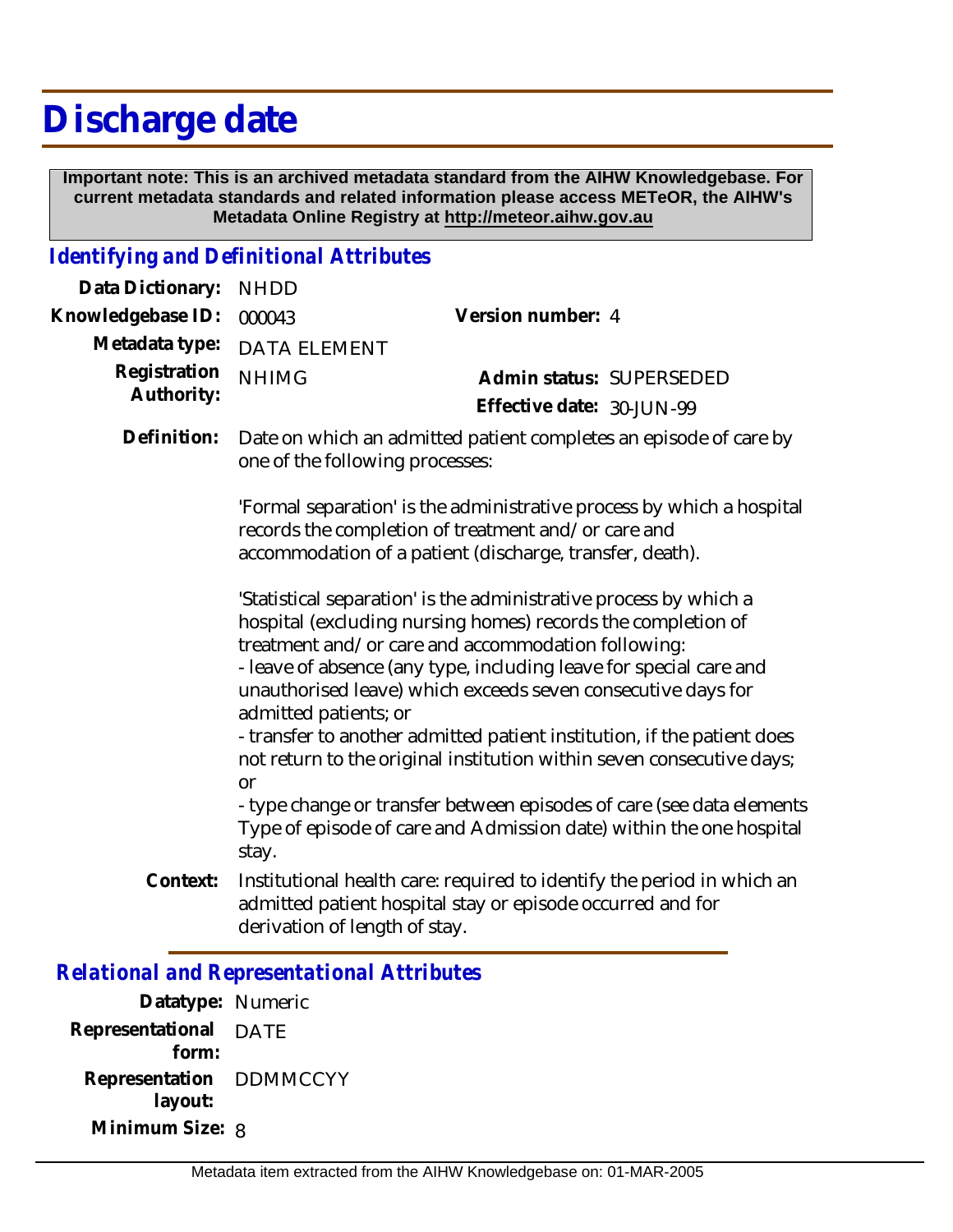# Discharge date

**Important note: This is an archived metadata standard from the AIHW Knowledgebase. For current metadata standards and related information please access METeOR, the AIHW's Metadata Online Registry at http://meteor.aihw.gov.au**

## *Identifying and Definitional Attributes*

**Data Dictionary:** NHDD

**Knowledgebase ID:** 000043

**Version number:** 4

**Metadata type:** DATA ELEMENT

**Registration Authority:** NHIMG

**Admin status:** SUPERSEDED

**Effective date:** 30-JUN-99

**Definition:** Date on which an admitted patient completes an episode of care by one of the following processes:

'Formal separation' is the administrative process by which a hospital records the completion of treatment and/or care and accommodation of a patient (discharge, transfer, death).

'Statistical separation' is the administrative process by which a hospital (excluding nursing homes) records the completion of treatment and/or care and accommodation following:
- leave of absence (any type, including leave for special care and unauthorised leave) which exceeds seven consecutive days for admitted patients; or
- transfer to another admitted patient institution, if the patient does not return to the original institution within seven consecutive days; or
- type change or transfer between episodes of care (see data elements Type of episode of care and Admission date) within the one hospital stay.

**Context:** Institutional health care: required to identify the period in which an admitted patient hospital stay or episode occurred and for derivation of length of stay.

## *Relational and Representational Attributes*

**Datatype:** Numeric

**Representational form:** DATE

**Representation layout:** DDMMCCYY

**Minimum Size:** 8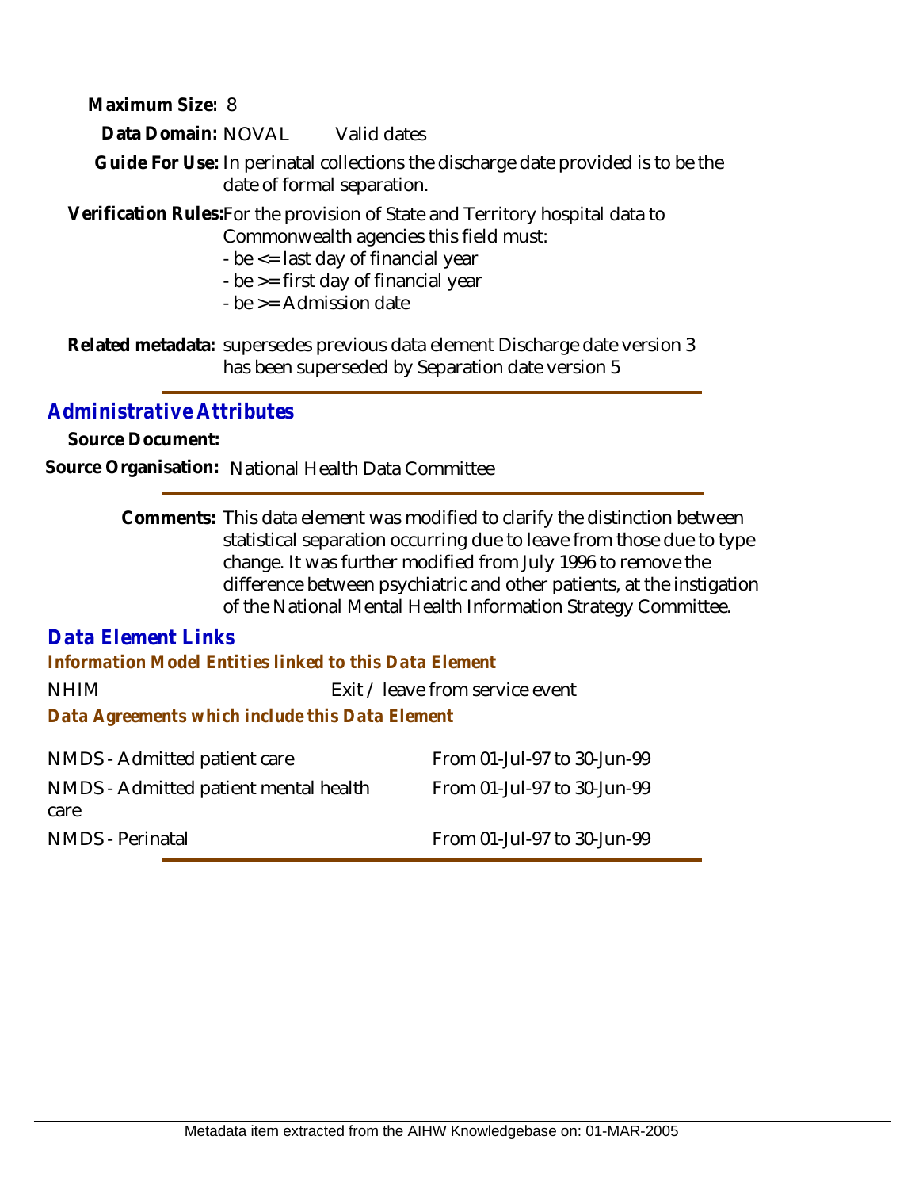**Maximum Size:** 8

**Data Domain:** NOVAL Valid dates

**Guide For Use:** In perinatal collections the discharge date provided is to be the date of formal separation.

**Verification Rules:** For the provision of State and Territory hospital data to Commonwealth agencies this field must:
- be <= last day of financial year
- be >= first day of financial year
- be >= Admission date

**Related metadata:** supersedes previous data element Discharge date version 3
has been superseded by Separation date version 5

## Administrative Attributes

**Source Document:**

**Source Organisation:** National Health Data Committee

**Comments:** This data element was modified to clarify the distinction between statistical separation occurring due to leave from those due to type change. It was further modified from July 1996 to remove the difference between psychiatric and other patients, at the instigation of the National Mental Health Information Strategy Committee.

## Data Element Links

### Information Model Entities linked to this Data Element

| | |
|---|---|
| NHIM | Exit / leave from service event |

### Data Agreements which include this Data Element

| | |
|---|---|
| NMDS - Admitted patient care | From 01-Jul-97 to 30-Jun-99 |
| NMDS - Admitted patient mental health care | From 01-Jul-97 to 30-Jun-99 |
| NMDS - Perinatal | From 01-Jul-97 to 30-Jun-99 |

Metadata item extracted from the AIHW Knowledgebase on: 01-MAR-2005